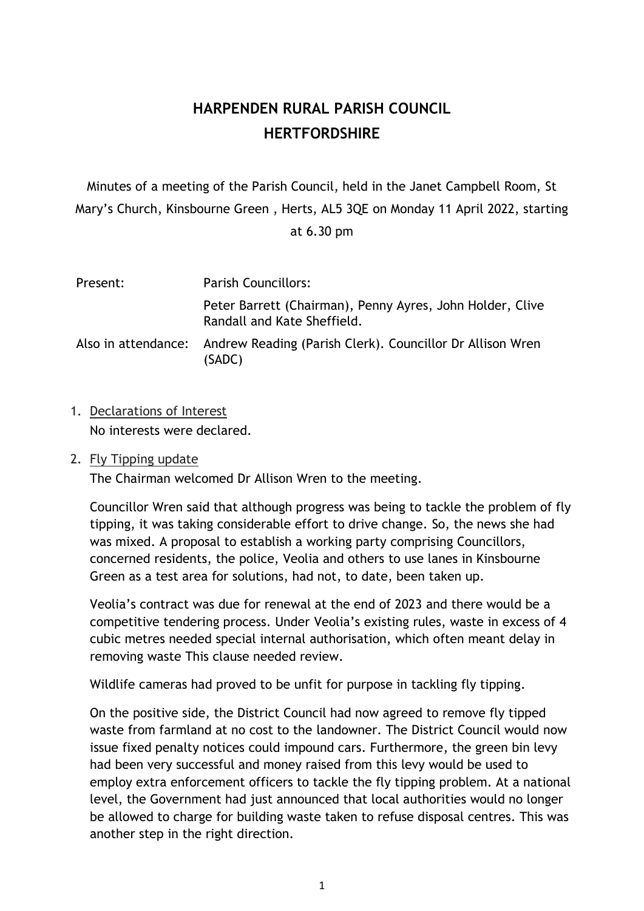# HARPENDEN RURAL PARISH COUNCIL
# HERTFORDSHIRE

Minutes of a meeting of the Parish Council, held in the Janet Campbell Room, St Mary's Church, Kinsbourne Green , Herts, AL5 3QE on Monday 11 April 2022, starting at 6.30 pm

| | |
|---|---|
| Present: | Parish Councillors: |
| | Peter Barrett (Chairman), Penny Ayres, John Holder, Clive Randall and Kate Sheffield. |
| Also in attendance: | Andrew Reading (Parish Clerk). Councillor Dr Allison Wren (SADC) |

1. Declarations of Interest

   No interests were declared.

2. Fly Tipping update

   The Chairman welcomed Dr Allison Wren to the meeting.

   Councillor Wren said that although progress was being to tackle the problem of fly tipping, it was taking considerable effort to drive change. So, the news she had was mixed. A proposal to establish a working party comprising Councillors, concerned residents, the police, Veolia and others to use lanes in Kinsbourne Green as a test area for solutions, had not, to date, been taken up.

   Veolia's contract was due for renewal at the end of 2023 and there would be a competitive tendering process. Under Veolia's existing rules, waste in excess of 4 cubic metres needed special internal authorisation, which often meant delay in removing waste This clause needed review.

   Wildlife cameras had proved to be unfit for purpose in tackling fly tipping.

   On the positive side, the District Council had now agreed to remove fly tipped waste from farmland at no cost to the landowner. The District Council would now issue fixed penalty notices could impound cars. Furthermore, the green bin levy had been very successful and money raised from this levy would be used to employ extra enforcement officers to tackle the fly tipping problem. At a national level, the Government had just announced that local authorities would no longer be allowed to charge for building waste taken to refuse disposal centres. This was another step in the right direction.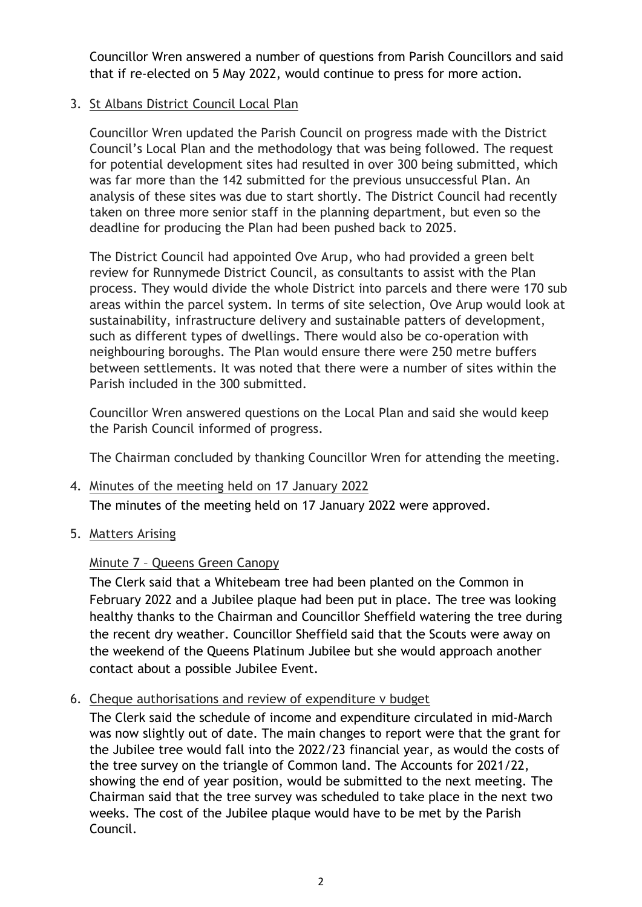Councillor Wren answered a number of questions from Parish Councillors and said that if re-elected on 5 May 2022, would continue to press for more action.

3. St Albans District Council Local Plan

   Councillor Wren updated the Parish Council on progress made with the District Council's Local Plan and the methodology that was being followed. The request for potential development sites had resulted in over 300 being submitted, which was far more than the 142 submitted for the previous unsuccessful Plan. An analysis of these sites was due to start shortly. The District Council had recently taken on three more senior staff in the planning department, but even so the deadline for producing the Plan had been pushed back to 2025.

   The District Council had appointed Ove Arup, who had provided a green belt review for Runnymede District Council, as consultants to assist with the Plan process. They would divide the whole District into parcels and there were 170 sub areas within the parcel system. In terms of site selection, Ove Arup would look at sustainability, infrastructure delivery and sustainable patters of development, such as different types of dwellings. There would also be co-operation with neighbouring boroughs. The Plan would ensure there were 250 metre buffers between settlements. It was noted that there were a number of sites within the Parish included in the 300 submitted.

   Councillor Wren answered questions on the Local Plan and said she would keep the Parish Council informed of progress.

   The Chairman concluded by thanking Councillor Wren for attending the meeting.

4. Minutes of the meeting held on 17 January 2022

   The minutes of the meeting held on 17 January 2022 were approved.

5. Matters Arising

   Minute 7 – Queens Green Canopy

   The Clerk said that a Whitebeam tree had been planted on the Common in February 2022 and a Jubilee plaque had been put in place. The tree was looking healthy thanks to the Chairman and Councillor Sheffield watering the tree during the recent dry weather. Councillor Sheffield said that the Scouts were away on the weekend of the Queens Platinum Jubilee but she would approach another contact about a possible Jubilee Event.

6. Cheque authorisations and review of expenditure v budget

   The Clerk said the schedule of income and expenditure circulated in mid-March was now slightly out of date. The main changes to report were that the grant for the Jubilee tree would fall into the 2022/23 financial year, as would the costs of the tree survey on the triangle of Common land. The Accounts for 2021/22, showing the end of year position, would be submitted to the next meeting. The Chairman said that the tree survey was scheduled to take place in the next two weeks. The cost of the Jubilee plaque would have to be met by the Parish Council.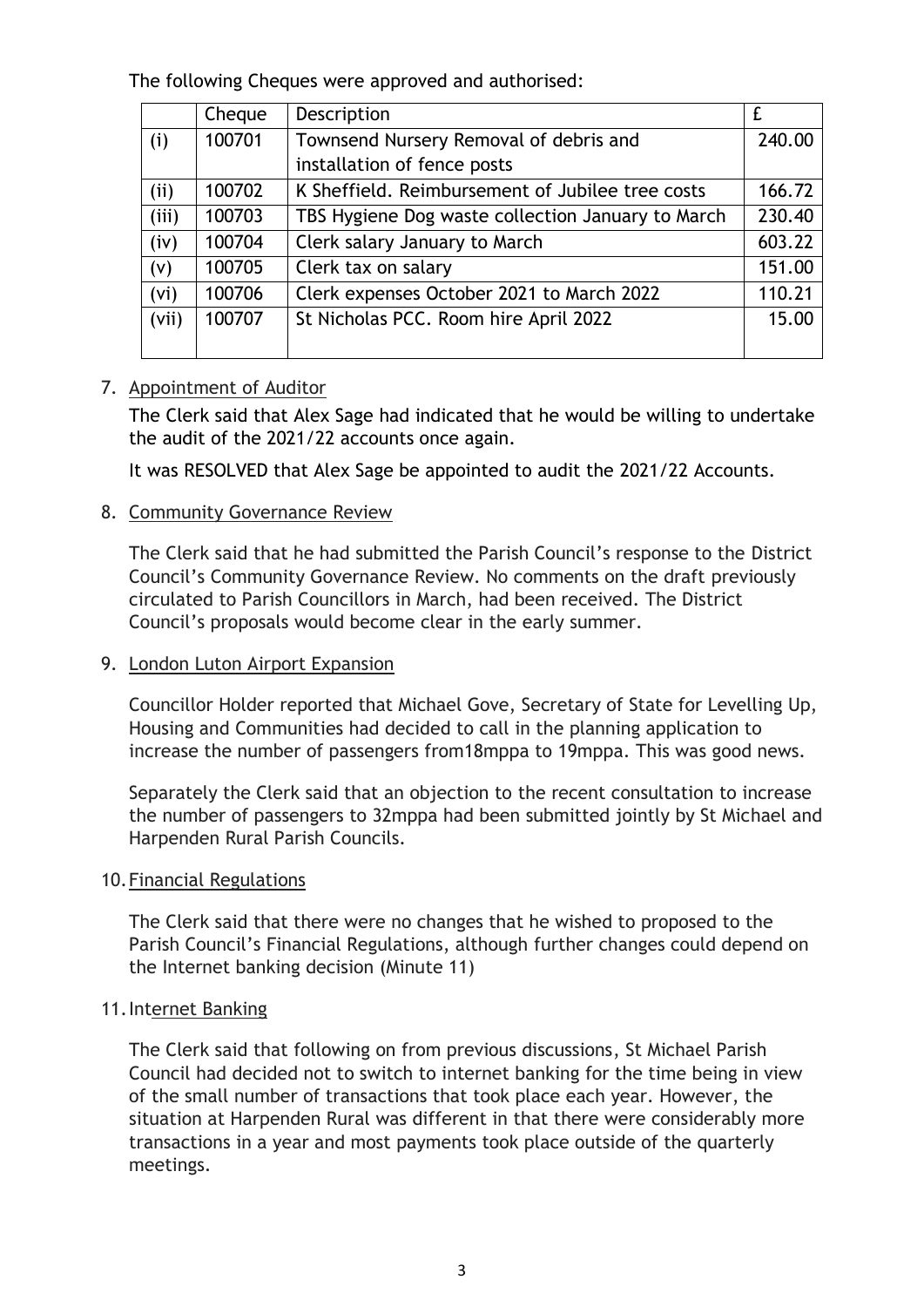The following Cheques were approved and authorised:

| | Cheque | Description | £ |
|---|---|---|---|
| (i) | 100701 | Townsend Nursery Removal of debris and installation of fence posts | 240.00 |
| (ii) | 100702 | K Sheffield. Reimbursement of Jubilee tree costs | 166.72 |
| (iii) | 100703 | TBS Hygiene Dog waste collection January to March | 230.40 |
| (iv) | 100704 | Clerk salary January to March | 603.22 |
| (v) | 100705 | Clerk tax on salary | 151.00 |
| (vi) | 100706 | Clerk expenses October 2021 to March 2022 | 110.21 |
| (vii) | 100707 | St Nicholas PCC. Room hire April 2022 | 15.00 |

7. Appointment of Auditor

   The Clerk said that Alex Sage had indicated that he would be willing to undertake the audit of the 2021/22 accounts once again.

   It was RESOLVED that Alex Sage be appointed to audit the 2021/22 Accounts.

8. Community Governance Review

   The Clerk said that he had submitted the Parish Council's response to the District Council's Community Governance Review. No comments on the draft previously circulated to Parish Councillors in March, had been received. The District Council's proposals would become clear in the early summer.

9. London Luton Airport Expansion

   Councillor Holder reported that Michael Gove, Secretary of State for Levelling Up, Housing and Communities had decided to call in the planning application to increase the number of passengers from18mppa to 19mppa. This was good news.

   Separately the Clerk said that an objection to the recent consultation to increase the number of passengers to 32mppa had been submitted jointly by St Michael and Harpenden Rural Parish Councils.

10. Financial Regulations

    The Clerk said that there were no changes that he wished to proposed to the Parish Council's Financial Regulations, although further changes could depend on the Internet banking decision (Minute 11)

11. Internet Banking

    The Clerk said that following on from previous discussions, St Michael Parish Council had decided not to switch to internet banking for the time being in view of the small number of transactions that took place each year. However, the situation at Harpenden Rural was different in that there were considerably more transactions in a year and most payments took place outside of the quarterly meetings.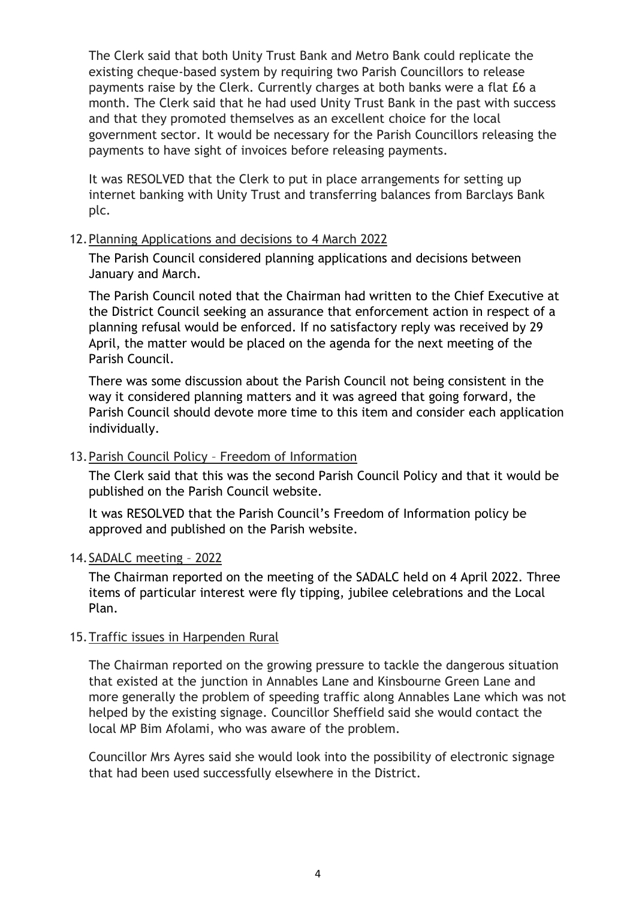The Clerk said that both Unity Trust Bank and Metro Bank could replicate the existing cheque-based system by requiring two Parish Councillors to release payments raise by the Clerk. Currently charges at both banks were a flat £6 a month. The Clerk said that he had used Unity Trust Bank in the past with success and that they promoted themselves as an excellent choice for the local government sector. It would be necessary for the Parish Councillors releasing the payments to have sight of invoices before releasing payments.

It was RESOLVED that the Clerk to put in place arrangements for setting up internet banking with Unity Trust and transferring balances from Barclays Bank plc.

12. Planning Applications and decisions to 4 March 2022

The Parish Council considered planning applications and decisions between January and March.

The Parish Council noted that the Chairman had written to the Chief Executive at the District Council seeking an assurance that enforcement action in respect of a planning refusal would be enforced. If no satisfactory reply was received by 29 April, the matter would be placed on the agenda for the next meeting of the Parish Council.

There was some discussion about the Parish Council not being consistent in the way it considered planning matters and it was agreed that going forward, the Parish Council should devote more time to this item and consider each application individually.

13. Parish Council Policy – Freedom of Information

The Clerk said that this was the second Parish Council Policy and that it would be published on the Parish Council website.

It was RESOLVED that the Parish Council's Freedom of Information policy be approved and published on the Parish website.

14. SADALC meeting – 2022

The Chairman reported on the meeting of the SADALC held on 4 April 2022. Three items of particular interest were fly tipping, jubilee celebrations and the Local Plan.

15. Traffic issues in Harpenden Rural

The Chairman reported on the growing pressure to tackle the dangerous situation that existed at the junction in Annables Lane and Kinsbourne Green Lane and more generally the problem of speeding traffic along Annables Lane which was not helped by the existing signage. Councillor Sheffield said she would contact the local MP Bim Afolami, who was aware of the problem.

Councillor Mrs Ayres said she would look into the possibility of electronic signage that had been used successfully elsewhere in the District.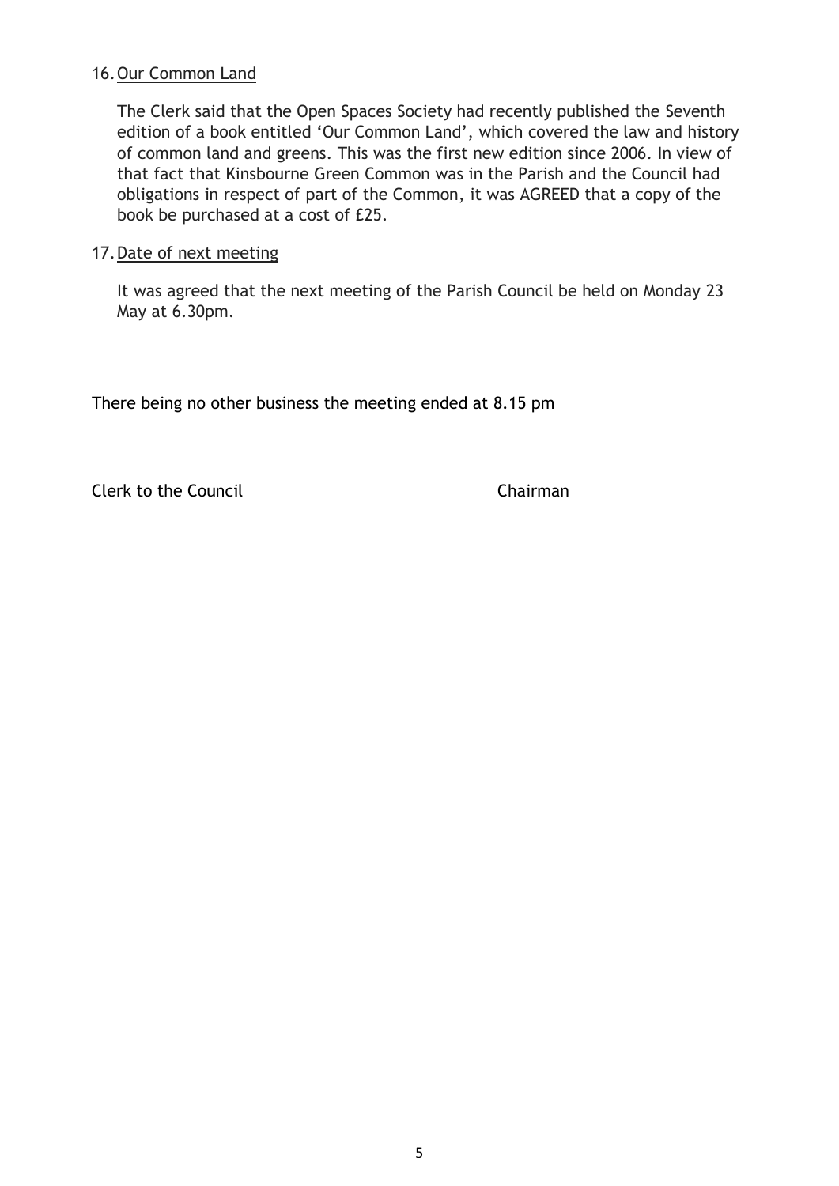16. <u>Our Common Land</u>

The Clerk said that the Open Spaces Society had recently published the Seventh edition of a book entitled 'Our Common Land', which covered the law and history of common land and greens. This was the first new edition since 2006. In view of that fact that Kinsbourne Green Common was in the Parish and the Council had obligations in respect of part of the Common, it was AGREED that a copy of the book be purchased at a cost of £25.

17. <u>Date of next meeting</u>

It was agreed that the next meeting of the Parish Council be held on Monday 23 May at 6.30pm.

There being no other business the meeting ended at 8.15 pm

Clerk to the Council Chairman